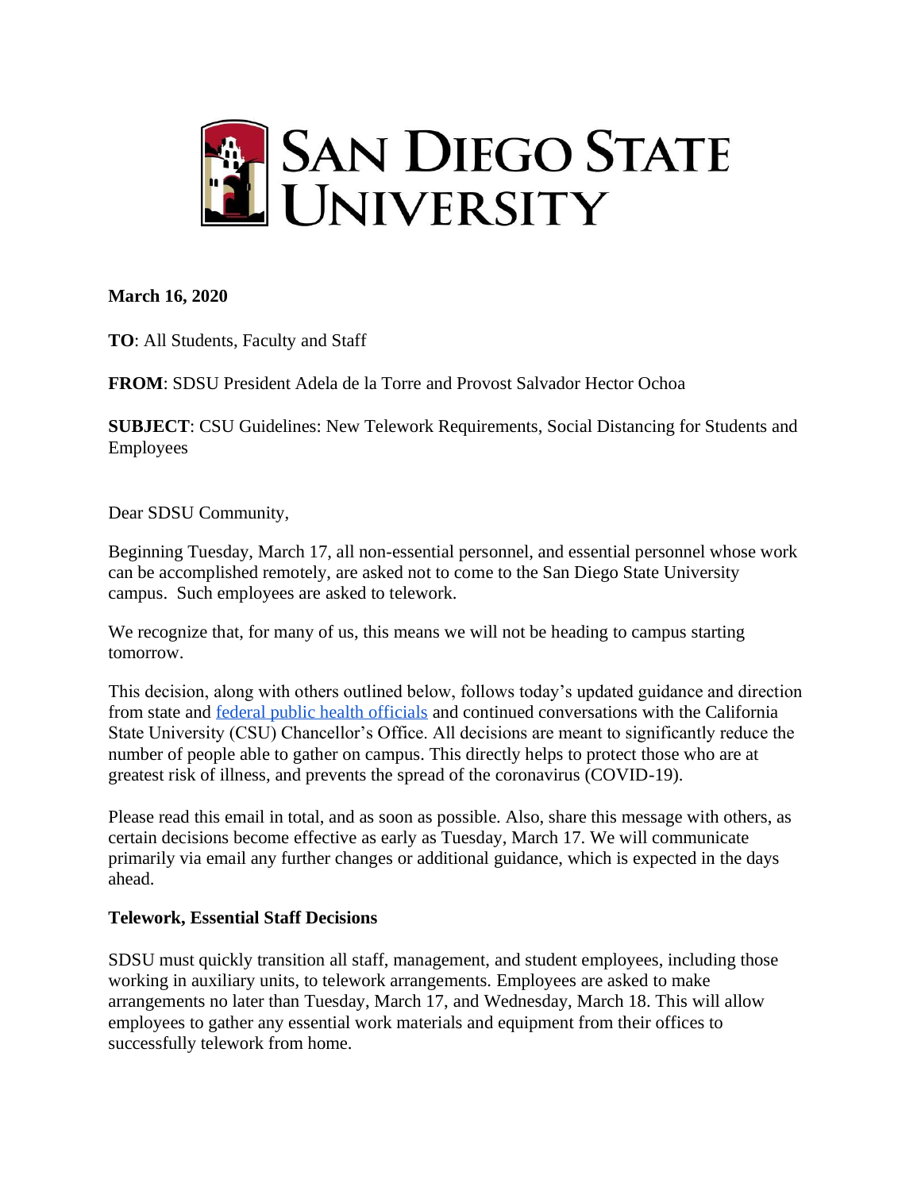# San Diego State University

**March 16, 2020**

**TO**: All Students, Faculty and Staff

**FROM**: SDSU President Adela de la Torre and Provost Salvador Hector Ochoa

**SUBJECT**: CSU Guidelines: New Telework Requirements, Social Distancing for Students and Employees

Dear SDSU Community,

Beginning Tuesday, March 17, all non-essential personnel, and essential personnel whose work can be accomplished remotely, are asked not to come to the San Diego State University campus. Such employees are asked to telework.

We recognize that, for many of us, this means we will not be heading to campus starting tomorrow.

This decision, along with others outlined below, follows today's updated guidance and direction from state and federal public health officials and continued conversations with the California State University (CSU) Chancellor's Office. All decisions are meant to significantly reduce the number of people able to gather on campus. This directly helps to protect those who are at greatest risk of illness, and prevents the spread of the coronavirus (COVID-19).

Please read this email in total, and as soon as possible. Also, share this message with others, as certain decisions become effective as early as Tuesday, March 17. We will communicate primarily via email any further changes or additional guidance, which is expected in the days ahead.

**Telework, Essential Staff Decisions**

SDSU must quickly transition all staff, management, and student employees, including those working in auxiliary units, to telework arrangements. Employees are asked to make arrangements no later than Tuesday, March 17, and Wednesday, March 18. This will allow employees to gather any essential work materials and equipment from their offices to successfully telework from home.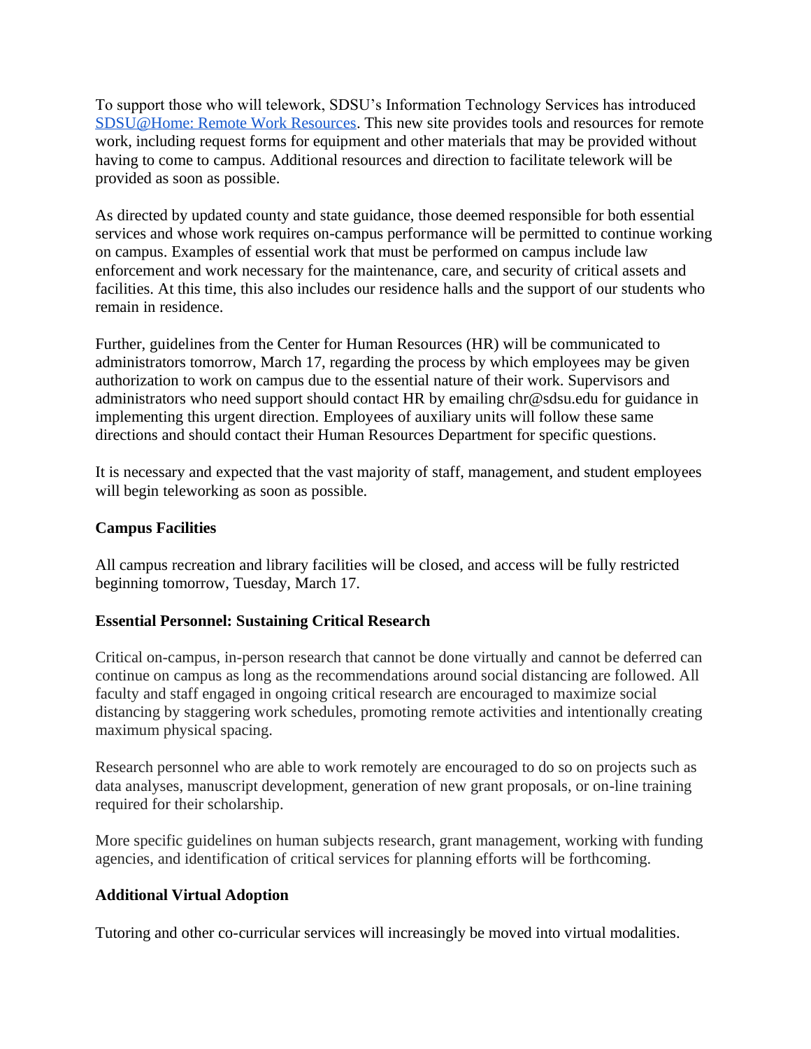To support those who will telework, SDSU's Information Technology Services has introduced [SDSU@Home: Remote Work Resources](). This new site provides tools and resources for remote work, including request forms for equipment and other materials that may be provided without having to come to campus. Additional resources and direction to facilitate telework will be provided as soon as possible.

As directed by updated county and state guidance, those deemed responsible for both essential services and whose work requires on-campus performance will be permitted to continue working on campus. Examples of essential work that must be performed on campus include law enforcement and work necessary for the maintenance, care, and security of critical assets and facilities. At this time, this also includes our residence halls and the support of our students who remain in residence.

Further, guidelines from the Center for Human Resources (HR) will be communicated to administrators tomorrow, March 17, regarding the process by which employees may be given authorization to work on campus due to the essential nature of their work. Supervisors and administrators who need support should contact HR by emailing chr@sdsu.edu for guidance in implementing this urgent direction. Employees of auxiliary units will follow these same directions and should contact their Human Resources Department for specific questions.

It is necessary and expected that the vast majority of staff, management, and student employees will begin teleworking as soon as possible.

**Campus Facilities**

All campus recreation and library facilities will be closed, and access will be fully restricted beginning tomorrow, Tuesday, March 17.

**Essential Personnel: Sustaining Critical Research**

Critical on-campus, in-person research that cannot be done virtually and cannot be deferred can continue on campus as long as the recommendations around social distancing are followed. All faculty and staff engaged in ongoing critical research are encouraged to maximize social distancing by staggering work schedules, promoting remote activities and intentionally creating maximum physical spacing.

Research personnel who are able to work remotely are encouraged to do so on projects such as data analyses, manuscript development, generation of new grant proposals, or on-line training required for their scholarship.

More specific guidelines on human subjects research, grant management, working with funding agencies, and identification of critical services for planning efforts will be forthcoming.

**Additional Virtual Adoption**

Tutoring and other co-curricular services will increasingly be moved into virtual modalities.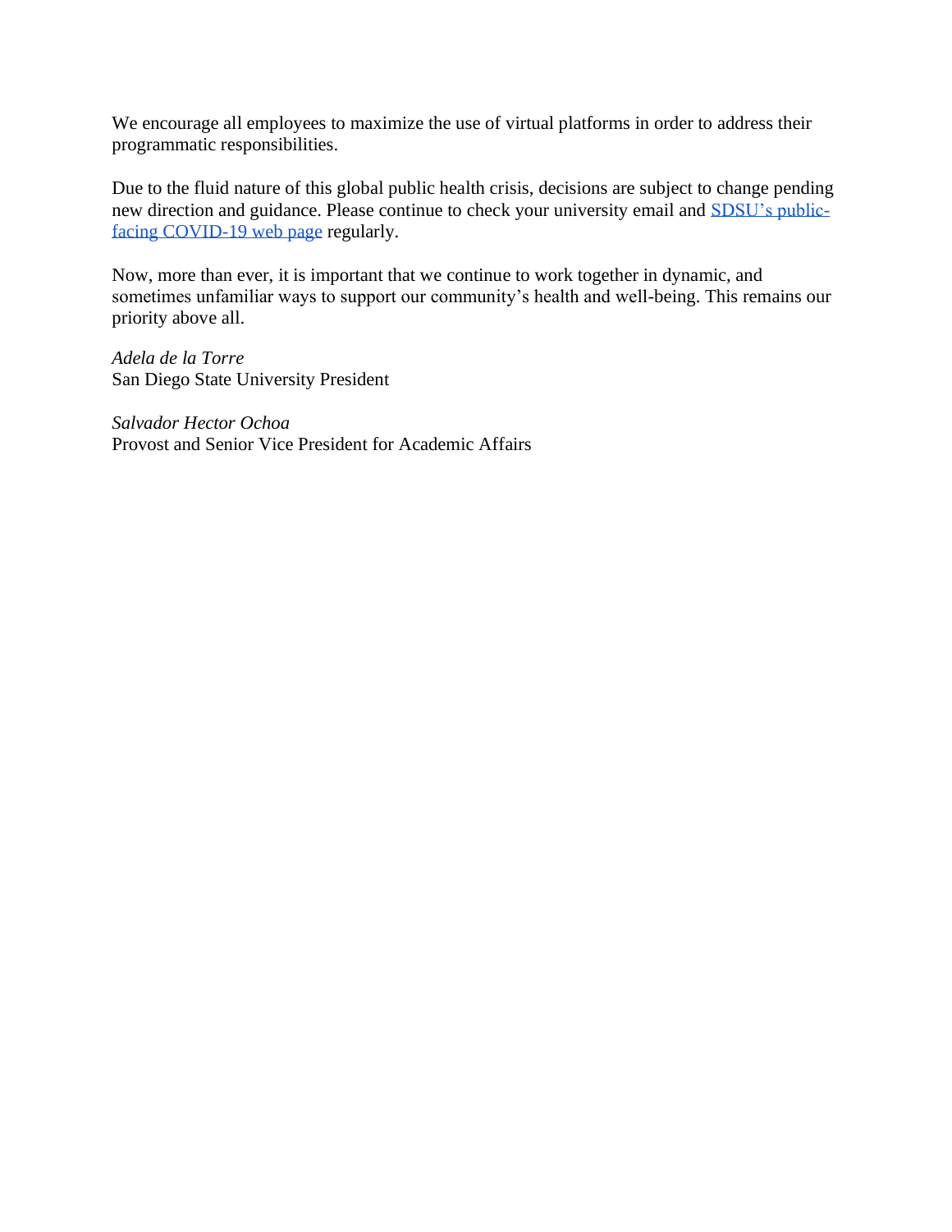We encourage all employees to maximize the use of virtual platforms in order to address their programmatic responsibilities.

Due to the fluid nature of this global public health crisis, decisions are subject to change pending new direction and guidance. Please continue to check your university email and SDSU's public-facing COVID-19 web page regularly.

Now, more than ever, it is important that we continue to work together in dynamic, and sometimes unfamiliar ways to support our community's health and well-being. This remains our priority above all.

*Adela de la Torre*
San Diego State University President

*Salvador Hector Ochoa*
Provost and Senior Vice President for Academic Affairs